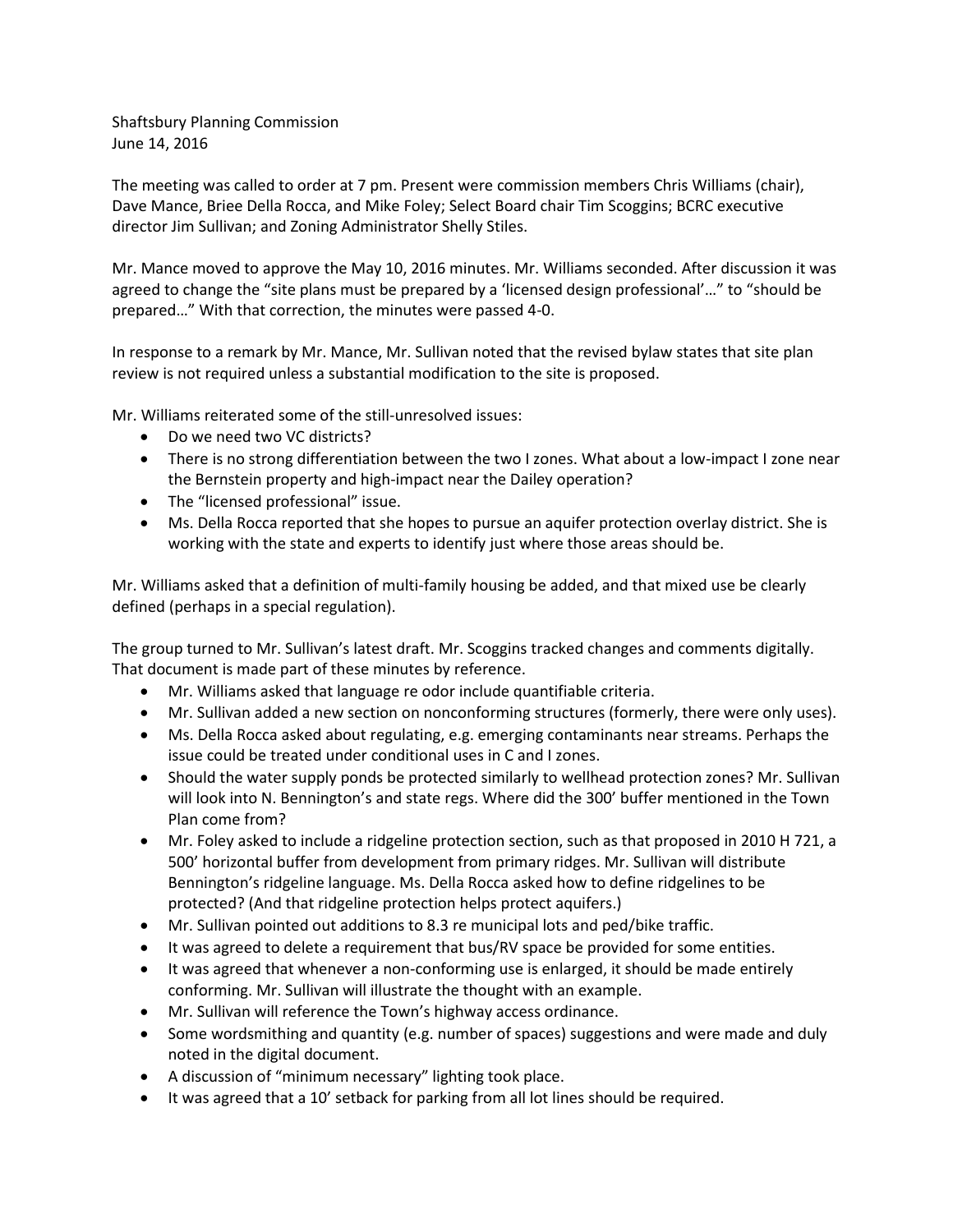Shaftsbury Planning Commission
June 14, 2016

The meeting was called to order at 7 pm. Present were commission members Chris Williams (chair), Dave Mance, Briee Della Rocca, and Mike Foley; Select Board chair Tim Scoggins; BCRC executive director Jim Sullivan; and Zoning Administrator Shelly Stiles.

Mr. Mance moved to approve the May 10, 2016 minutes. Mr. Williams seconded. After discussion it was agreed to change the "site plans must be prepared by a 'licensed design professional'…" to "should be prepared…" With that correction, the minutes were passed 4-0.

In response to a remark by Mr. Mance, Mr. Sullivan noted that the revised bylaw states that site plan review is not required unless a substantial modification to the site is proposed.

Mr. Williams reiterated some of the still-unresolved issues:

- Do we need two VC districts?
- There is no strong differentiation between the two I zones. What about a low-impact I zone near the Bernstein property and high-impact near the Dailey operation?
- The "licensed professional" issue.
- Ms. Della Rocca reported that she hopes to pursue an aquifer protection overlay district. She is working with the state and experts to identify just where those areas should be.

Mr. Williams asked that a definition of multi-family housing be added, and that mixed use be clearly defined (perhaps in a special regulation).

The group turned to Mr. Sullivan's latest draft. Mr. Scoggins tracked changes and comments digitally. That document is made part of these minutes by reference.

- Mr. Williams asked that language re odor include quantifiable criteria.
- Mr. Sullivan added a new section on nonconforming structures (formerly, there were only uses).
- Ms. Della Rocca asked about regulating, e.g. emerging contaminants near streams. Perhaps the issue could be treated under conditional uses in C and I zones.
- Should the water supply ponds be protected similarly to wellhead protection zones? Mr. Sullivan will look into N. Bennington's and state regs. Where did the 300' buffer mentioned in the Town Plan come from?
- Mr. Foley asked to include a ridgeline protection section, such as that proposed in 2010 H 721, a 500' horizontal buffer from development from primary ridges. Mr. Sullivan will distribute Bennington's ridgeline language. Ms. Della Rocca asked how to define ridgelines to be protected? (And that ridgeline protection helps protect aquifers.)
- Mr. Sullivan pointed out additions to 8.3 re municipal lots and ped/bike traffic.
- It was agreed to delete a requirement that bus/RV space be provided for some entities.
- It was agreed that whenever a non-conforming use is enlarged, it should be made entirely conforming. Mr. Sullivan will illustrate the thought with an example.
- Mr. Sullivan will reference the Town's highway access ordinance.
- Some wordsmithing and quantity (e.g. number of spaces) suggestions and were made and duly noted in the digital document.
- A discussion of "minimum necessary" lighting took place.
- It was agreed that a 10' setback for parking from all lot lines should be required.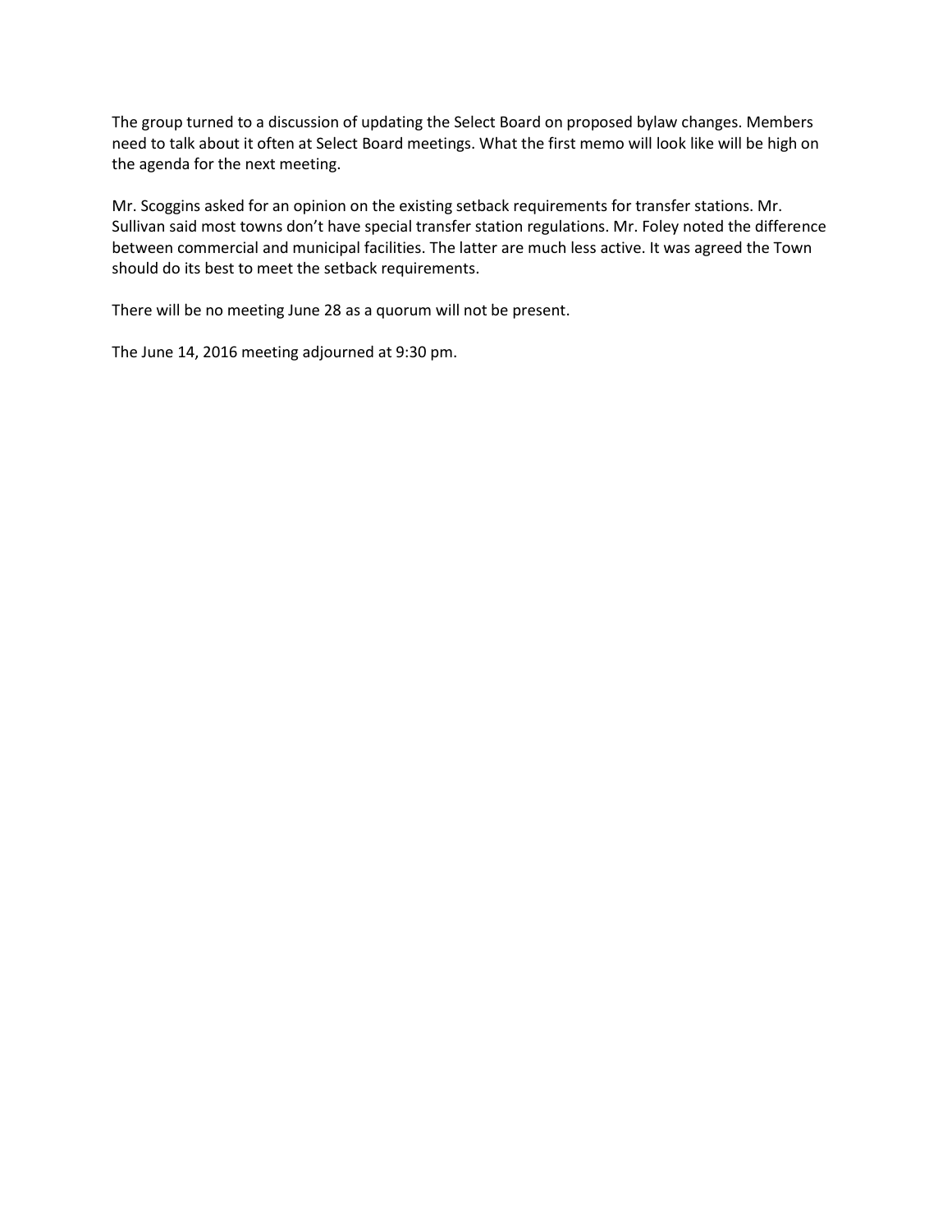The group turned to a discussion of updating the Select Board on proposed bylaw changes. Members need to talk about it often at Select Board meetings. What the first memo will look like will be high on the agenda for the next meeting.

Mr. Scoggins asked for an opinion on the existing setback requirements for transfer stations. Mr. Sullivan said most towns don't have special transfer station regulations. Mr. Foley noted the difference between commercial and municipal facilities. The latter are much less active. It was agreed the Town should do its best to meet the setback requirements.

There will be no meeting June 28 as a quorum will not be present.

The June 14, 2016 meeting adjourned at 9:30 pm.